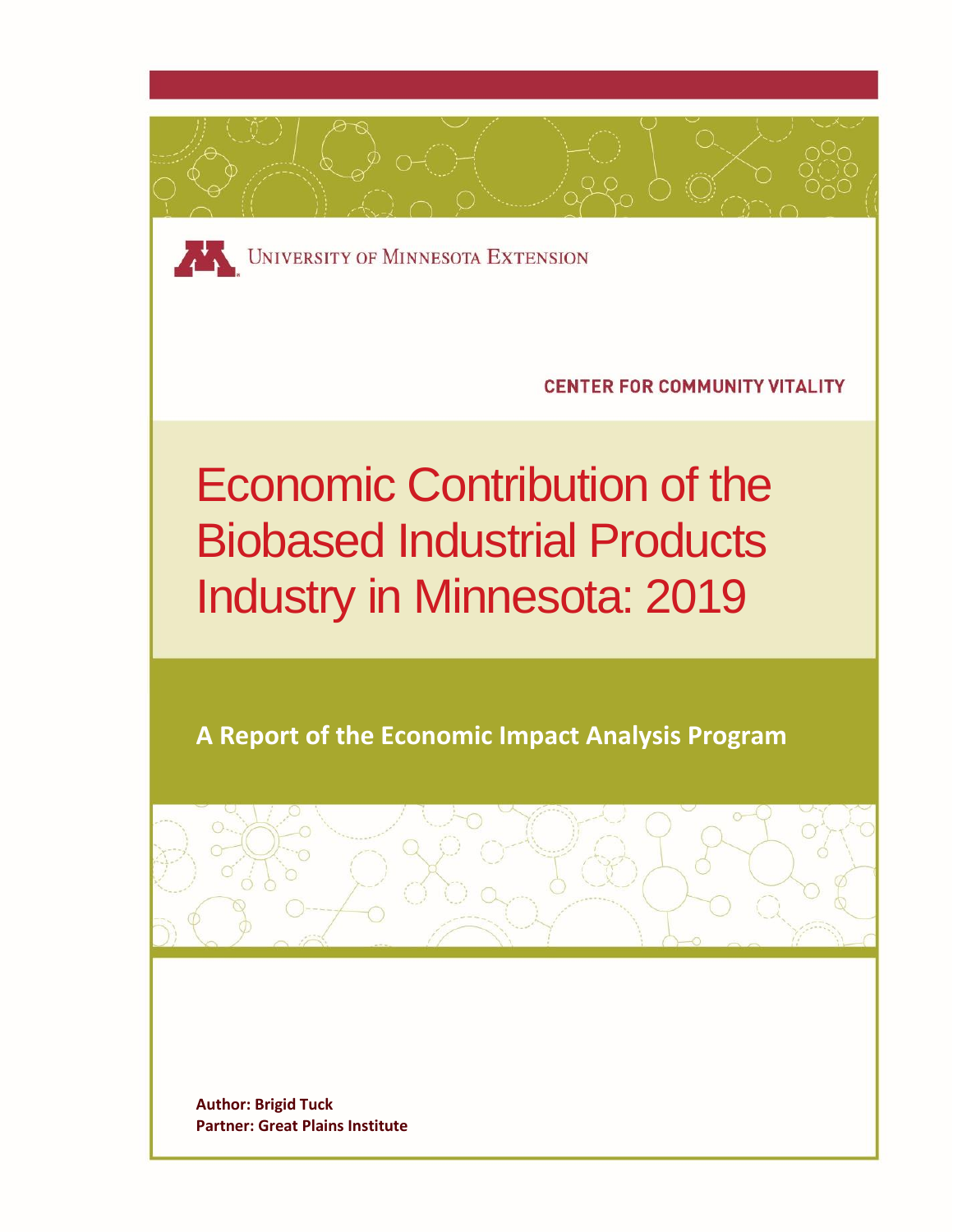University of Minnesota Extension

CENTER FOR COMMUNITY VITALITY

# Economic Contribution of the Biobased Industrial Products Industry in Minnesota: 2019

## A Report of the Economic Impact Analysis Program

**Author: Brigid Tuck**
**Partner: Great Plains Institute**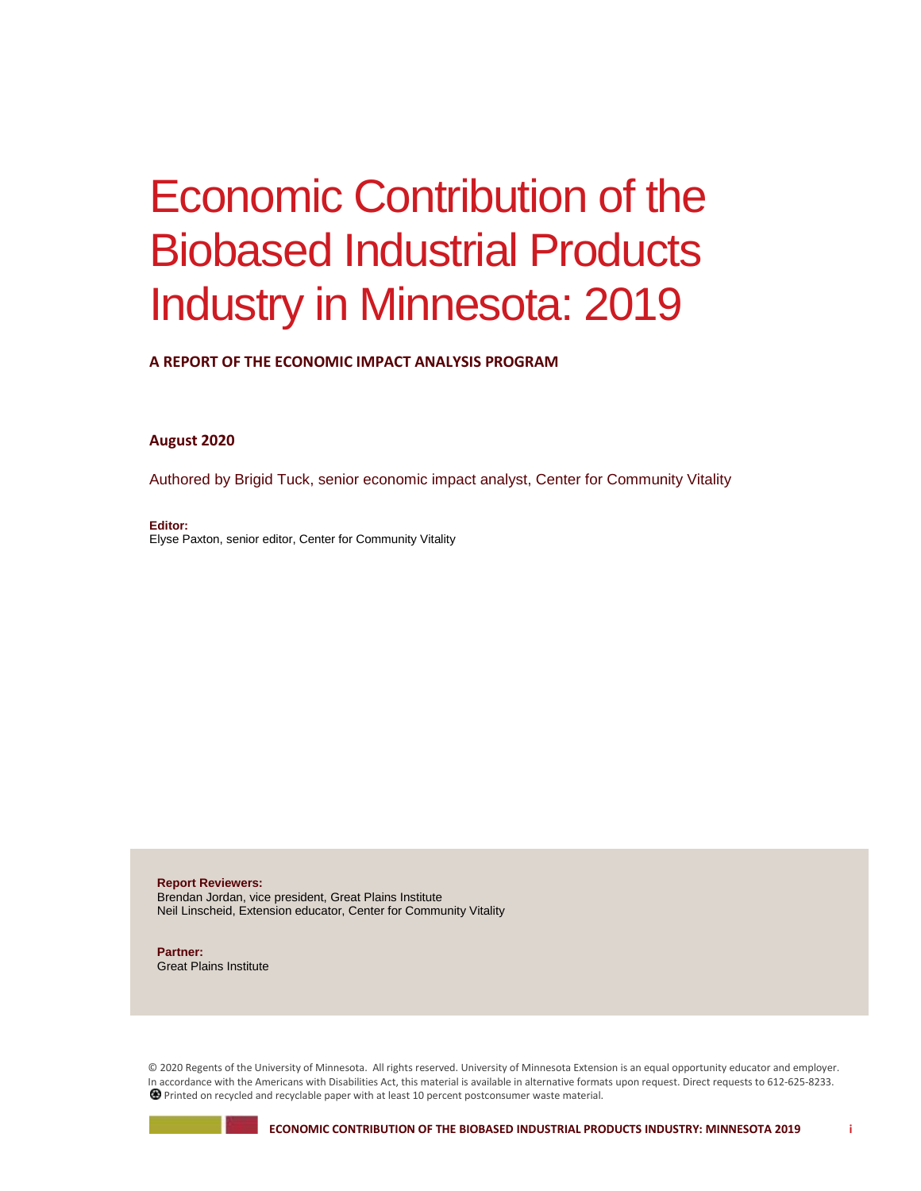# Economic Contribution of the Biobased Industrial Products Industry in Minnesota: 2019

**A REPORT OF THE ECONOMIC IMPACT ANALYSIS PROGRAM**

**August 2020**

Authored by Brigid Tuck, senior economic impact analyst, Center for Community Vitality

**Editor:**
Elyse Paxton, senior editor, Center for Community Vitality

**Report Reviewers:**
Brendan Jordan, vice president, Great Plains Institute
Neil Linscheid, Extension educator, Center for Community Vitality

**Partner:**
Great Plains Institute

© 2020 Regents of the University of Minnesota. All rights reserved. University of Minnesota Extension is an equal opportunity educator and employer. In accordance with the Americans with Disabilities Act, this material is available in alternative formats upon request. Direct requests to 612-625-8233.
Printed on recycled and recyclable paper with at least 10 percent postconsumer waste material.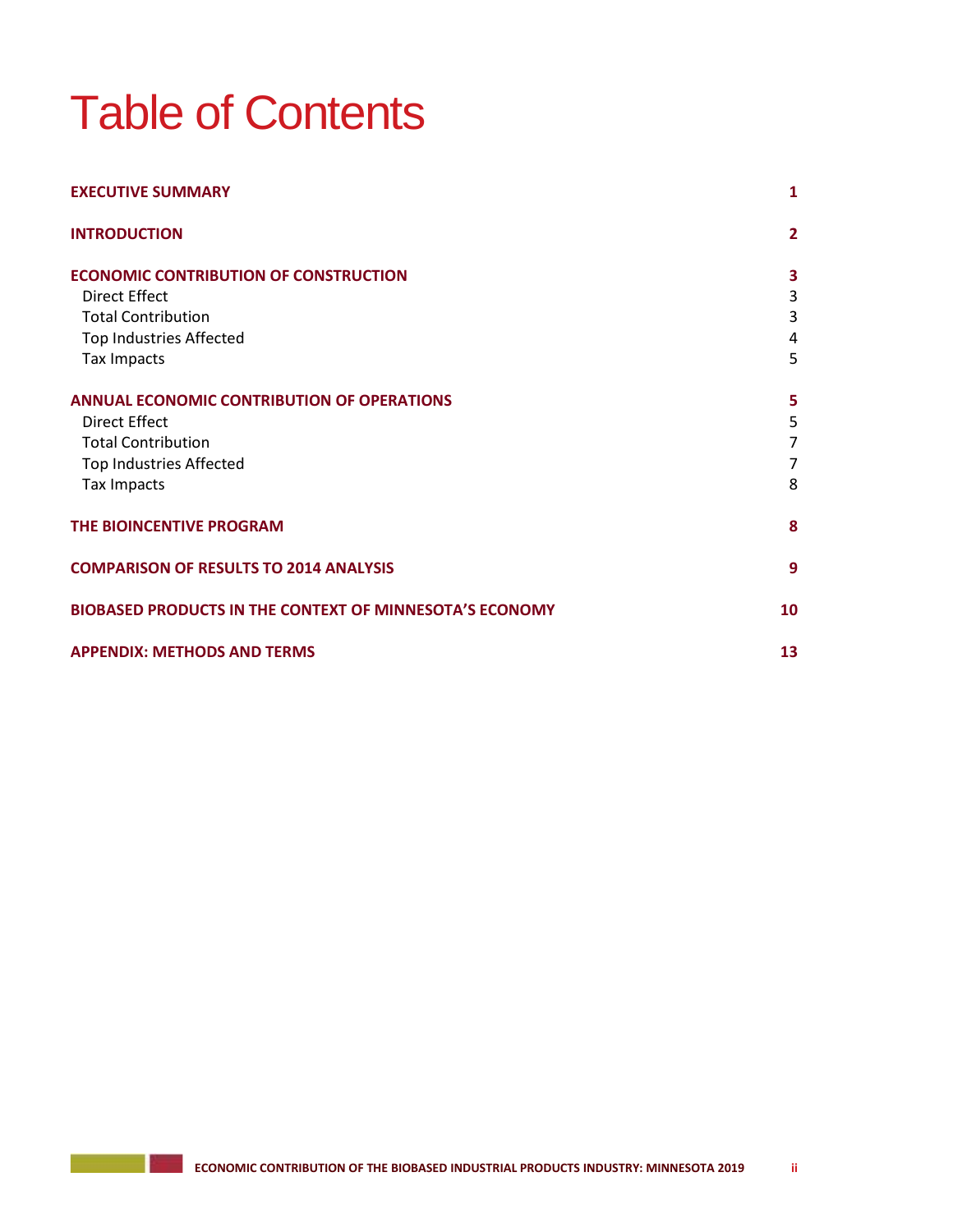# Table of Contents

**EXECUTIVE SUMMARY** 1

**INTRODUCTION** 2

**ECONOMIC CONTRIBUTION OF CONSTRUCTION** 3
- Direct Effect 3
- Total Contribution 3
- Top Industries Affected 4
- Tax Impacts 5

**ANNUAL ECONOMIC CONTRIBUTION OF OPERATIONS** 5
- Direct Effect 5
- Total Contribution 7
- Top Industries Affected 7
- Tax Impacts 8

**THE BIOINCENTIVE PROGRAM** 8

**COMPARISON OF RESULTS TO 2014 ANALYSIS** 9

**BIOBASED PRODUCTS IN THE CONTEXT OF MINNESOTA'S ECONOMY** 10

**APPENDIX: METHODS AND TERMS** 13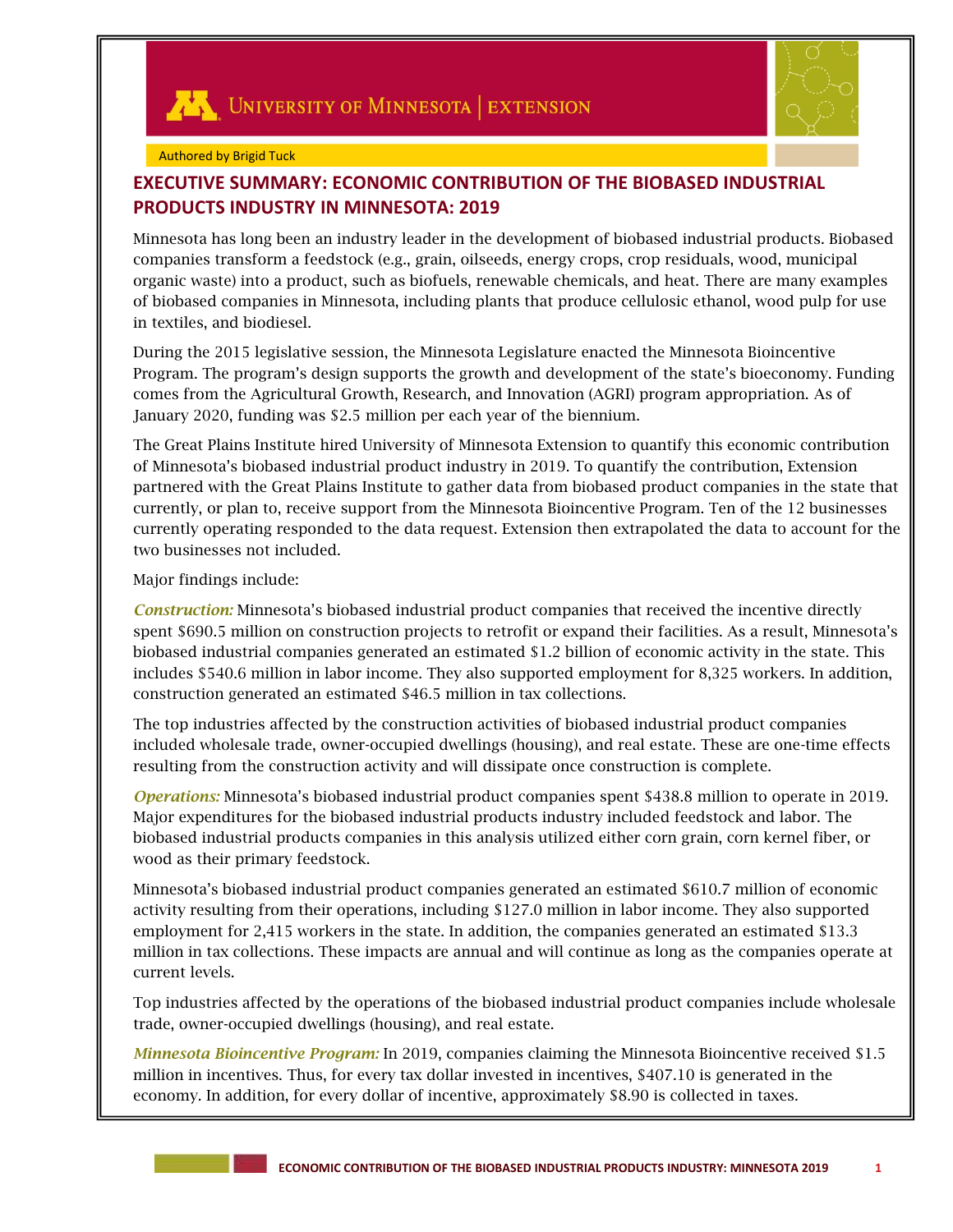University of Minnesota | Extension

Authored by Brigid Tuck

## EXECUTIVE SUMMARY: ECONOMIC CONTRIBUTION OF THE BIOBASED INDUSTRIAL PRODUCTS INDUSTRY IN MINNESOTA: 2019

Minnesota has long been an industry leader in the development of biobased industrial products. Biobased companies transform a feedstock (e.g., grain, oilseeds, energy crops, crop residuals, wood, municipal organic waste) into a product, such as biofuels, renewable chemicals, and heat. There are many examples of biobased companies in Minnesota, including plants that produce cellulosic ethanol, wood pulp for use in textiles, and biodiesel.

During the 2015 legislative session, the Minnesota Legislature enacted the Minnesota Bioincentive Program. The program's design supports the growth and development of the state's bioeconomy. Funding comes from the Agricultural Growth, Research, and Innovation (AGRI) program appropriation. As of January 2020, funding was $2.5 million per each year of the biennium.

The Great Plains Institute hired University of Minnesota Extension to quantify this economic contribution of Minnesota's biobased industrial product industry in 2019. To quantify the contribution, Extension partnered with the Great Plains Institute to gather data from biobased product companies in the state that currently, or plan to, receive support from the Minnesota Bioincentive Program. Ten of the 12 businesses currently operating responded to the data request. Extension then extrapolated the data to account for the two businesses not included.

Major findings include:

***Construction:*** Minnesota's biobased industrial product companies that received the incentive directly spent $690.5 million on construction projects to retrofit or expand their facilities. As a result, Minnesota's biobased industrial companies generated an estimated $1.2 billion of economic activity in the state. This includes $540.6 million in labor income. They also supported employment for 8,325 workers. In addition, construction generated an estimated $46.5 million in tax collections.

The top industries affected by the construction activities of biobased industrial product companies included wholesale trade, owner-occupied dwellings (housing), and real estate. These are one-time effects resulting from the construction activity and will dissipate once construction is complete.

***Operations:*** Minnesota's biobased industrial product companies spent $438.8 million to operate in 2019. Major expenditures for the biobased industrial products industry included feedstock and labor. The biobased industrial products companies in this analysis utilized either corn grain, corn kernel fiber, or wood as their primary feedstock.

Minnesota's biobased industrial product companies generated an estimated $610.7 million of economic activity resulting from their operations, including $127.0 million in labor income. They also supported employment for 2,415 workers in the state. In addition, the companies generated an estimated $13.3 million in tax collections. These impacts are annual and will continue as long as the companies operate at current levels.

Top industries affected by the operations of the biobased industrial product companies include wholesale trade, owner-occupied dwellings (housing), and real estate.

***Minnesota Bioincentive Program:*** In 2019, companies claiming the Minnesota Bioincentive received $1.5 million in incentives. Thus, for every tax dollar invested in incentives, $407.10 is generated in the economy. In addition, for every dollar of incentive, approximately $8.90 is collected in taxes.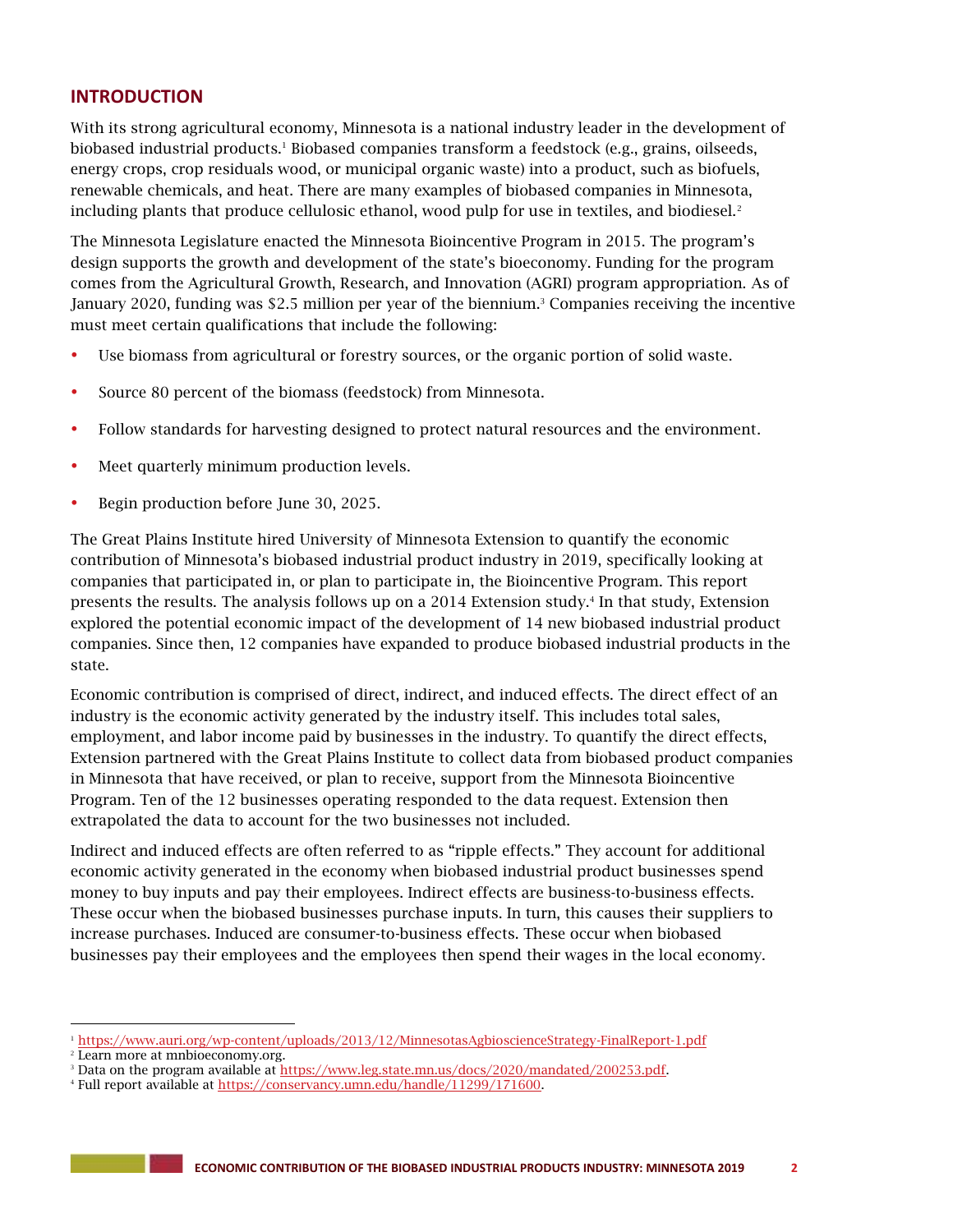## INTRODUCTION

With its strong agricultural economy, Minnesota is a national industry leader in the development of biobased industrial products.[1] Biobased companies transform a feedstock (e.g., grains, oilseeds, energy crops, crop residuals wood, or municipal organic waste) into a product, such as biofuels, renewable chemicals, and heat. There are many examples of biobased companies in Minnesota, including plants that produce cellulosic ethanol, wood pulp for use in textiles, and biodiesel.[2]

The Minnesota Legislature enacted the Minnesota Bioincentive Program in 2015. The program's design supports the growth and development of the state's bioeconomy. Funding for the program comes from the Agricultural Growth, Research, and Innovation (AGRI) program appropriation. As of January 2020, funding was $2.5 million per year of the biennium.[3] Companies receiving the incentive must meet certain qualifications that include the following:

- Use biomass from agricultural or forestry sources, or the organic portion of solid waste.
- Source 80 percent of the biomass (feedstock) from Minnesota.
- Follow standards for harvesting designed to protect natural resources and the environment.
- Meet quarterly minimum production levels.
- Begin production before June 30, 2025.

The Great Plains Institute hired University of Minnesota Extension to quantify the economic contribution of Minnesota's biobased industrial product industry in 2019, specifically looking at companies that participated in, or plan to participate in, the Bioincentive Program. This report presents the results. The analysis follows up on a 2014 Extension study.[4] In that study, Extension explored the potential economic impact of the development of 14 new biobased industrial product companies. Since then, 12 companies have expanded to produce biobased industrial products in the state.

Economic contribution is comprised of direct, indirect, and induced effects. The direct effect of an industry is the economic activity generated by the industry itself. This includes total sales, employment, and labor income paid by businesses in the industry. To quantify the direct effects, Extension partnered with the Great Plains Institute to collect data from biobased product companies in Minnesota that have received, or plan to receive, support from the Minnesota Bioincentive Program. Ten of the 12 businesses operating responded to the data request. Extension then extrapolated the data to account for the two businesses not included.

Indirect and induced effects are often referred to as "ripple effects." They account for additional economic activity generated in the economy when biobased industrial product businesses spend money to buy inputs and pay their employees. Indirect effects are business-to-business effects. These occur when the biobased businesses purchase inputs. In turn, this causes their suppliers to increase purchases. Induced are consumer-to-business effects. These occur when biobased businesses pay their employees and the employees then spend their wages in the local economy.

---

[1] https://www.auri.org/wp-content/uploads/2013/12/MinnesotasAgbioscienceStrategy-FinalReport-1.pdf
[2] Learn more at mnbioeconomy.org.
[3] Data on the program available at https://www.leg.state.mn.us/docs/2020/mandated/200253.pdf.
[4] Full report available at https://conservancy.umn.edu/handle/11299/171600.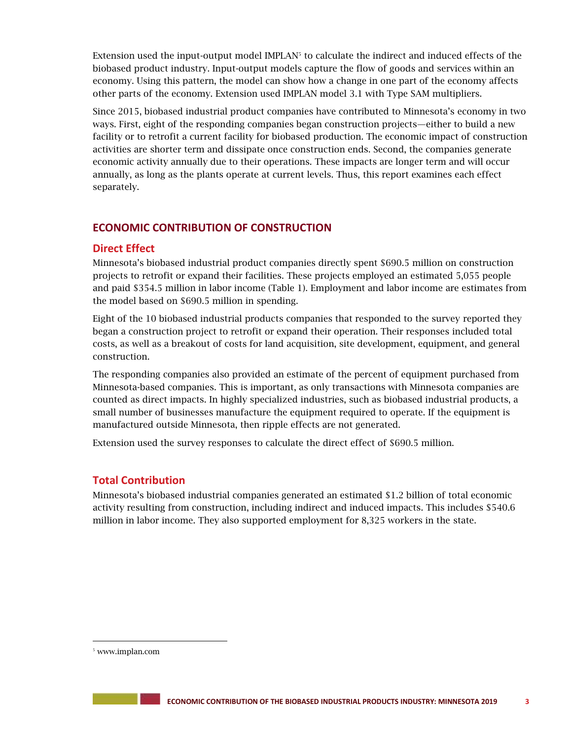Extension used the input-output model IMPLAN[5] to calculate the indirect and induced effects of the biobased product industry. Input-output models capture the flow of goods and services within an economy. Using this pattern, the model can show how a change in one part of the economy affects other parts of the economy. Extension used IMPLAN model 3.1 with Type SAM multipliers.

Since 2015, biobased industrial product companies have contributed to Minnesota's economy in two ways. First, eight of the responding companies began construction projects—either to build a new facility or to retrofit a current facility for biobased production. The economic impact of construction activities are shorter term and dissipate once construction ends. Second, the companies generate economic activity annually due to their operations. These impacts are longer term and will occur annually, as long as the plants operate at current levels. Thus, this report examines each effect separately.

## ECONOMIC CONTRIBUTION OF CONSTRUCTION

### Direct Effect

Minnesota's biobased industrial product companies directly spent $690.5 million on construction projects to retrofit or expand their facilities. These projects employed an estimated 5,055 people and paid $354.5 million in labor income (Table 1). Employment and labor income are estimates from the model based on $690.5 million in spending.

Eight of the 10 biobased industrial products companies that responded to the survey reported they began a construction project to retrofit or expand their operation. Their responses included total costs, as well as a breakout of costs for land acquisition, site development, equipment, and general construction.

The responding companies also provided an estimate of the percent of equipment purchased from Minnesota-based companies. This is important, as only transactions with Minnesota companies are counted as direct impacts. In highly specialized industries, such as biobased industrial products, a small number of businesses manufacture the equipment required to operate. If the equipment is manufactured outside Minnesota, then ripple effects are not generated.

Extension used the survey responses to calculate the direct effect of $690.5 million.

### Total Contribution

Minnesota's biobased industrial companies generated an estimated $1.2 billion of total economic activity resulting from construction, including indirect and induced impacts. This includes $540.6 million in labor income. They also supported employment for 8,325 workers in the state.

[5] www.implan.com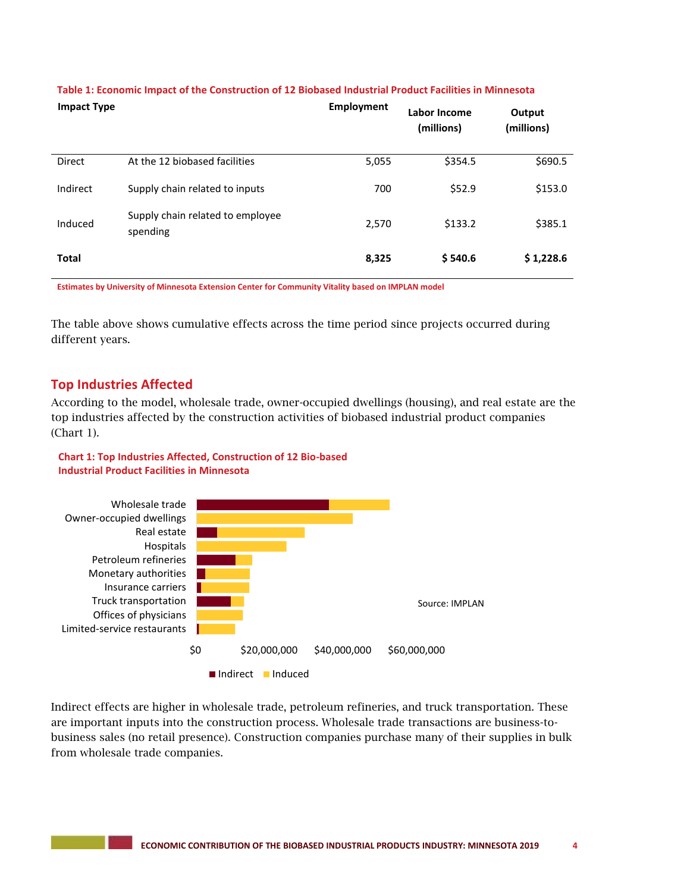**Table 1: Economic Impact of the Construction of 12 Biobased Industrial Product Facilities in Minnesota**

| Impact Type | | Employment | Labor Income (millions) | Output (millions) |
|---|---|---|---|---|
| Direct | At the 12 biobased facilities | 5,055 | $354.5 | $690.5 |
| Indirect | Supply chain related to inputs | 700 | $52.9 | $153.0 |
| Induced | Supply chain related to employee spending | 2,570 | $133.2 | $385.1 |
| **Total** | | **8,325** | **$ 540.6** | **$ 1,228.6** |

Estimates by University of Minnesota Extension Center for Community Vitality based on IMPLAN model

The table above shows cumulative effects across the time period since projects occurred during different years.

## Top Industries Affected

According to the model, wholesale trade, owner-occupied dwellings (housing), and real estate are the top industries affected by the construction activities of biobased industrial product companies (Chart 1).

**Chart 1: Top Industries Affected, Construction of 12 Bio-based Industrial Product Facilities in Minnesota**

Industries shown: Wholesale trade, Owner-occupied dwellings, Real estate, Hospitals, Petroleum refineries, Monetary authorities, Insurance carriers, Truck transportation, Offices of physicians, Limited-service restaurants

Axis: $0, $20,000,000, $40,000,000, $60,000,000

Legend: Indirect, Induced

Source: IMPLAN

Indirect effects are higher in wholesale trade, petroleum refineries, and truck transportation. These are important inputs into the construction process. Wholesale trade transactions are business-to-business sales (no retail presence). Construction companies purchase many of their supplies in bulk from wholesale trade companies.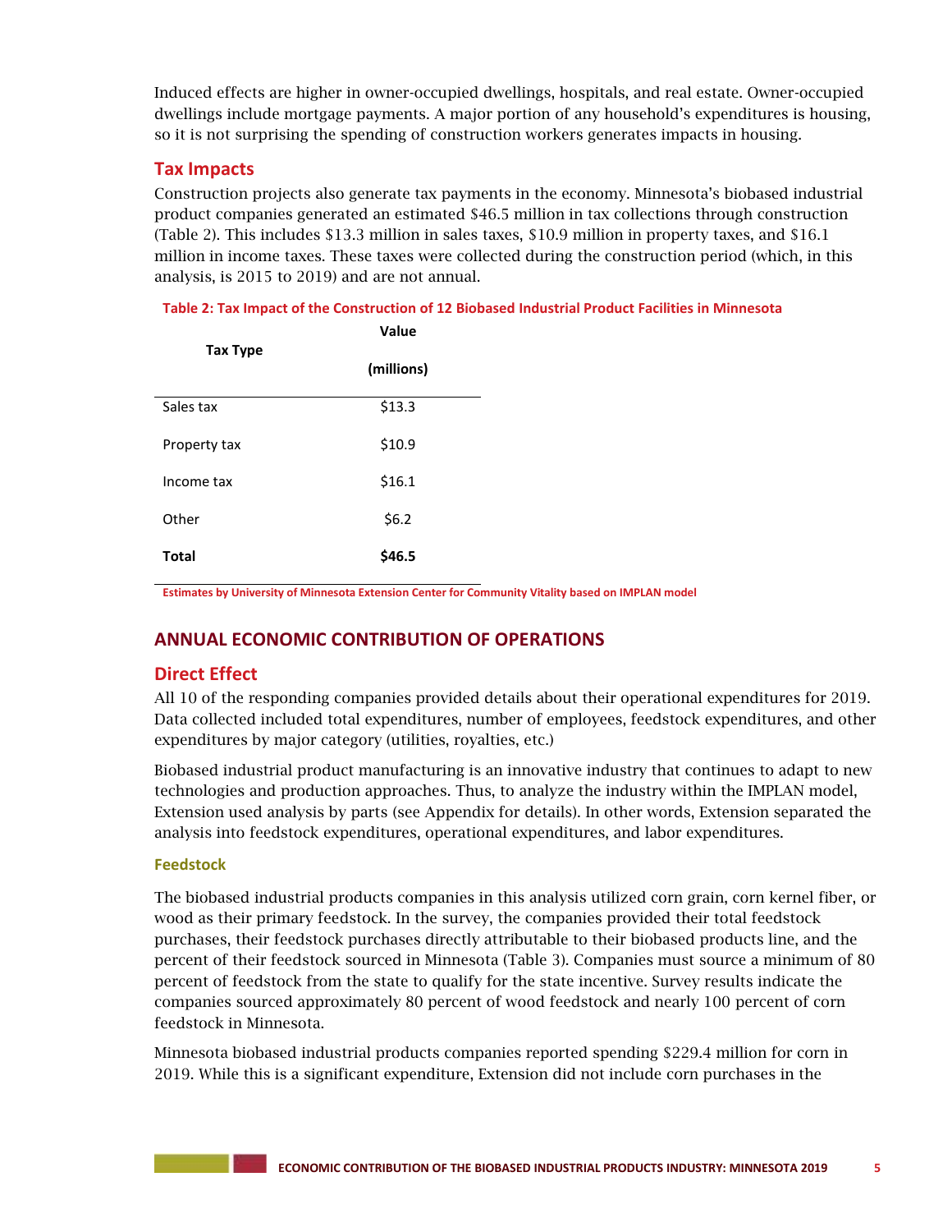Induced effects are higher in owner-occupied dwellings, hospitals, and real estate. Owner-occupied dwellings include mortgage payments. A major portion of any household's expenditures is housing, so it is not surprising the spending of construction workers generates impacts in housing.

### Tax Impacts

Construction projects also generate tax payments in the economy. Minnesota's biobased industrial product companies generated an estimated $46.5 million in tax collections through construction (Table 2). This includes $13.3 million in sales taxes, $10.9 million in property taxes, and $16.1 million in income taxes. These taxes were collected during the construction period (which, in this analysis, is 2015 to 2019) and are not annual.

**Table 2: Tax Impact of the Construction of 12 Biobased Industrial Product Facilities in Minnesota**

| Tax Type | Value (millions) |
|---|---|
| Sales tax | $13.3 |
| Property tax | $10.9 |
| Income tax | $16.1 |
| Other | $6.2 |
| **Total** | **$46.5** |

Estimates by University of Minnesota Extension Center for Community Vitality based on IMPLAN model

## ANNUAL ECONOMIC CONTRIBUTION OF OPERATIONS

### Direct Effect

All 10 of the responding companies provided details about their operational expenditures for 2019. Data collected included total expenditures, number of employees, feedstock expenditures, and other expenditures by major category (utilities, royalties, etc.)

Biobased industrial product manufacturing is an innovative industry that continues to adapt to new technologies and production approaches. Thus, to analyze the industry within the IMPLAN model, Extension used analysis by parts (see Appendix for details). In other words, Extension separated the analysis into feedstock expenditures, operational expenditures, and labor expenditures.

#### Feedstock

The biobased industrial products companies in this analysis utilized corn grain, corn kernel fiber, or wood as their primary feedstock. In the survey, the companies provided their total feedstock purchases, their feedstock purchases directly attributable to their biobased products line, and the percent of their feedstock sourced in Minnesota (Table 3). Companies must source a minimum of 80 percent of feedstock from the state to qualify for the state incentive. Survey results indicate the companies sourced approximately 80 percent of wood feedstock and nearly 100 percent of corn feedstock in Minnesota.

Minnesota biobased industrial products companies reported spending $229.4 million for corn in 2019. While this is a significant expenditure, Extension did not include corn purchases in the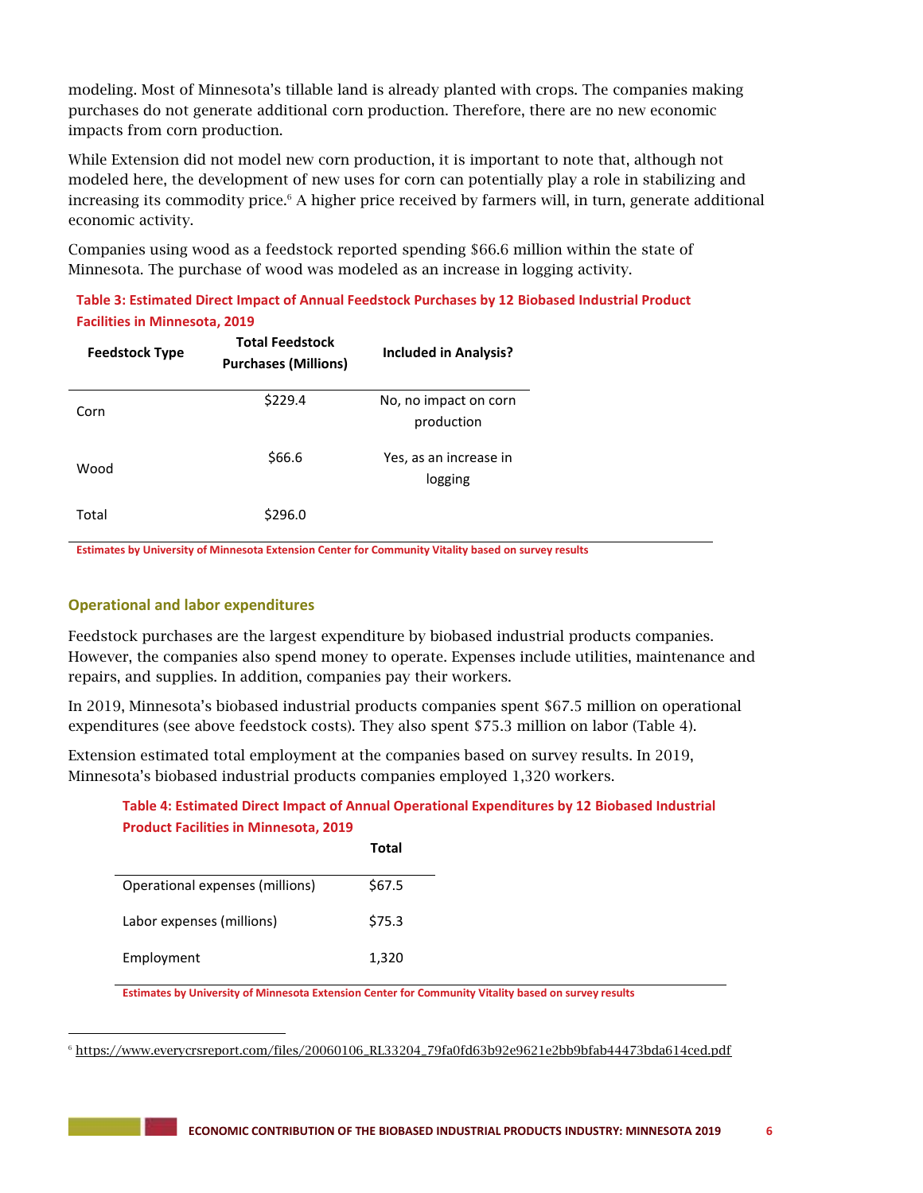modeling. Most of Minnesota's tillable land is already planted with crops. The companies making purchases do not generate additional corn production. Therefore, there are no new economic impacts from corn production.

While Extension did not model new corn production, it is important to note that, although not modeled here, the development of new uses for corn can potentially play a role in stabilizing and increasing its commodity price.[6] A higher price received by farmers will, in turn, generate additional economic activity.

Companies using wood as a feedstock reported spending $66.6 million within the state of Minnesota. The purchase of wood was modeled as an increase in logging activity.

**Table 3: Estimated Direct Impact of Annual Feedstock Purchases by 12 Biobased Industrial Product Facilities in Minnesota, 2019**

| Feedstock Type | Total Feedstock Purchases (Millions) | Included in Analysis? |
|---|---|---|
| Corn | $229.4 | No, no impact on corn production |
| Wood | $66.6 | Yes, as an increase in logging |
| Total | $296.0 | |

Estimates by University of Minnesota Extension Center for Community Vitality based on survey results

### Operational and labor expenditures

Feedstock purchases are the largest expenditure by biobased industrial products companies. However, the companies also spend money to operate. Expenses include utilities, maintenance and repairs, and supplies. In addition, companies pay their workers.

In 2019, Minnesota's biobased industrial products companies spent $67.5 million on operational expenditures (see above feedstock costs). They also spent $75.3 million on labor (Table 4).

Extension estimated total employment at the companies based on survey results. In 2019, Minnesota's biobased industrial products companies employed 1,320 workers.

**Table 4: Estimated Direct Impact of Annual Operational Expenditures by 12 Biobased Industrial Product Facilities in Minnesota, 2019**

| | Total |
|---|---|
| Operational expenses (millions) | $67.5 |
| Labor expenses (millions) | $75.3 |
| Employment | 1,320 |

Estimates by University of Minnesota Extension Center for Community Vitality based on survey results

[6] https://www.everycrsreport.com/files/20060106_RL33204_79fa0fd63b92e9621e2bb9bfab44473bda614ced.pdf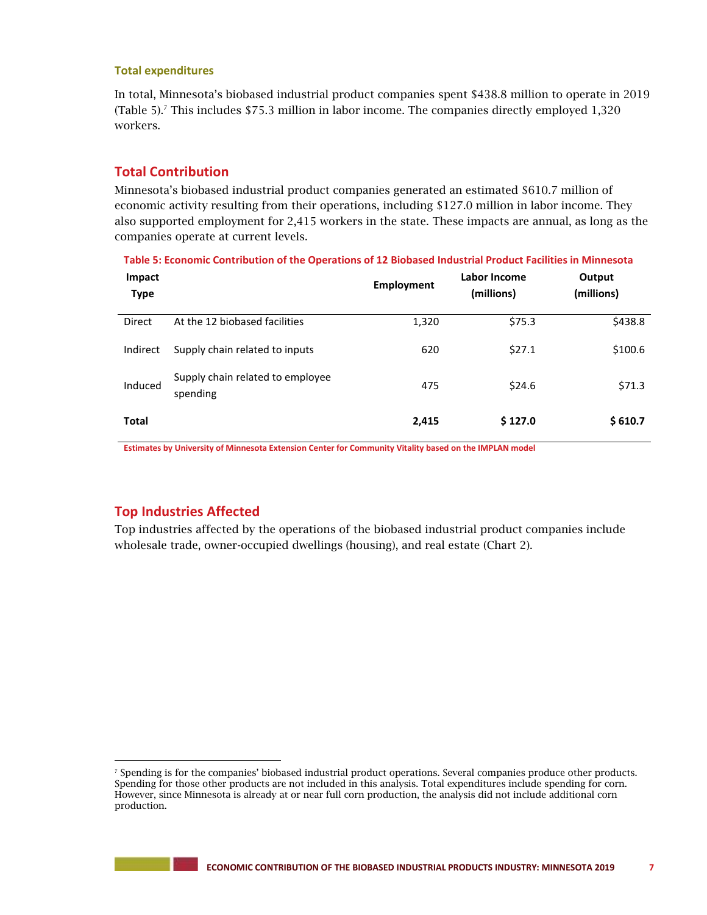### Total expenditures

In total, Minnesota's biobased industrial product companies spent $438.8 million to operate in 2019 (Table 5).[7] This includes $75.3 million in labor income. The companies directly employed 1,320 workers.

## Total Contribution

Minnesota's biobased industrial product companies generated an estimated $610.7 million of economic activity resulting from their operations, including $127.0 million in labor income. They also supported employment for 2,415 workers in the state. These impacts are annual, as long as the companies operate at current levels.

**Table 5: Economic Contribution of the Operations of 12 Biobased Industrial Product Facilities in Minnesota**

| Impact Type | | Employment | Labor Income (millions) | Output (millions) |
|---|---|---|---|---|
| Direct | At the 12 biobased facilities | 1,320 | $75.3 | $438.8 |
| Indirect | Supply chain related to inputs | 620 | $27.1 | $100.6 |
| Induced | Supply chain related to employee spending | 475 | $24.6 | $71.3 |
| **Total** | | **2,415** | **$ 127.0** | **$ 610.7** |

Estimates by University of Minnesota Extension Center for Community Vitality based on the IMPLAN model

## Top Industries Affected

Top industries affected by the operations of the biobased industrial product companies include wholesale trade, owner-occupied dwellings (housing), and real estate (Chart 2).

---

[7] Spending is for the companies' biobased industrial product operations. Several companies produce other products. Spending for those other products are not included in this analysis. Total expenditures include spending for corn. However, since Minnesota is already at or near full corn production, the analysis did not include additional corn production.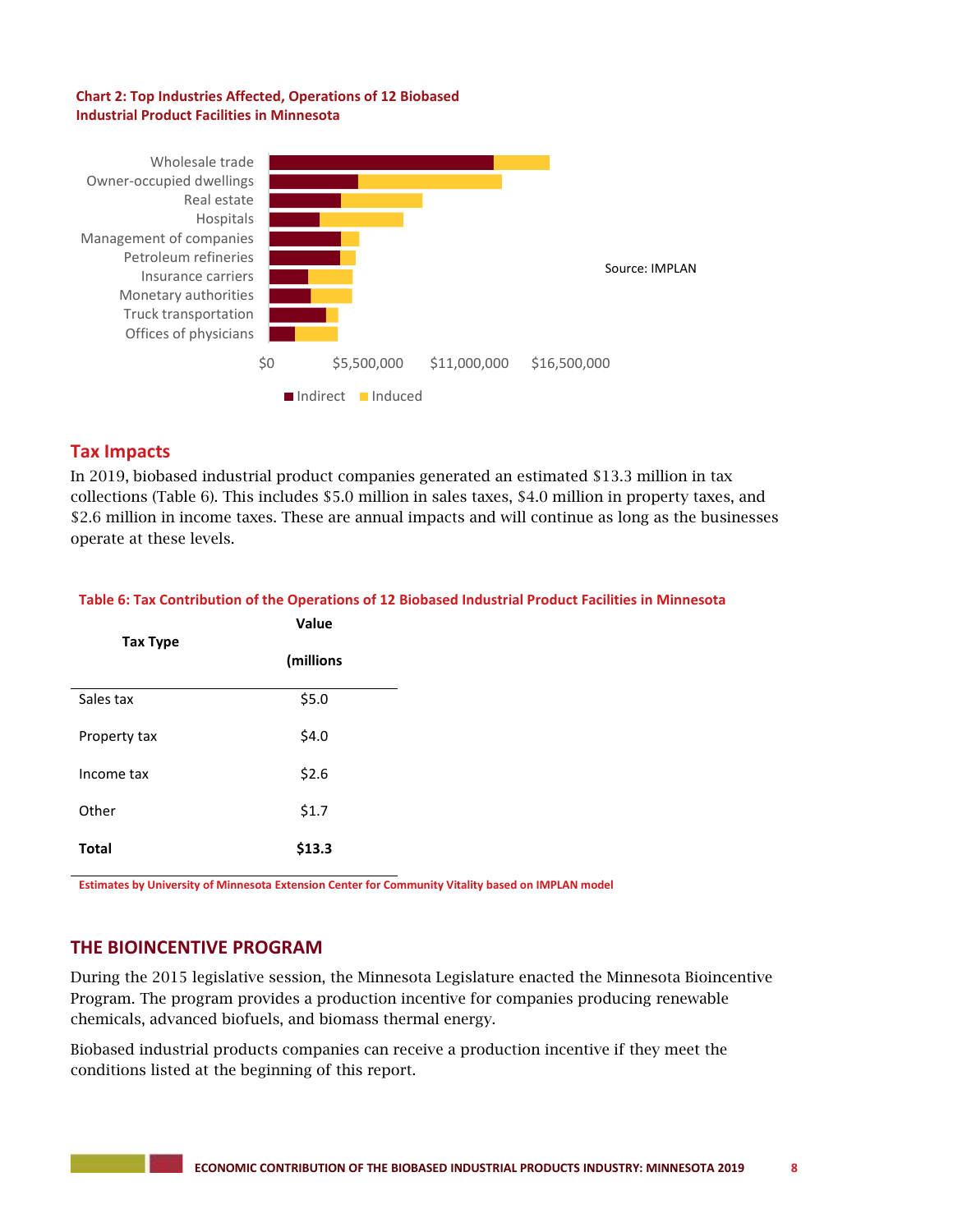**Chart 2: Top Industries Affected, Operations of 12 Biobased Industrial Product Facilities in Minnesota**

Wholesale trade
Owner-occupied dwellings
Real estate
Hospitals
Management of companies
Petroleum refineries
Insurance carriers
Monetary authorities
Truck transportation
Offices of physicians

$0 $5,500,000 $11,000,000 $16,500,000

Indirect Induced

Source: IMPLAN

## Tax Impacts

In 2019, biobased industrial product companies generated an estimated $13.3 million in tax collections (Table 6). This includes $5.0 million in sales taxes, $4.0 million in property taxes, and $2.6 million in income taxes. These are annual impacts and will continue as long as the businesses operate at these levels.

**Table 6: Tax Contribution of the Operations of 12 Biobased Industrial Product Facilities in Minnesota**

| Tax Type | Value (millions |
|---|---|
| Sales tax | $5.0 |
| Property tax | $4.0 |
| Income tax | $2.6 |
| Other | $1.7 |
| **Total** | **$13.3** |

Estimates by University of Minnesota Extension Center for Community Vitality based on IMPLAN model

## THE BIOINCENTIVE PROGRAM

During the 2015 legislative session, the Minnesota Legislature enacted the Minnesota Bioincentive Program. The program provides a production incentive for companies producing renewable chemicals, advanced biofuels, and biomass thermal energy.

Biobased industrial products companies can receive a production incentive if they meet the conditions listed at the beginning of this report.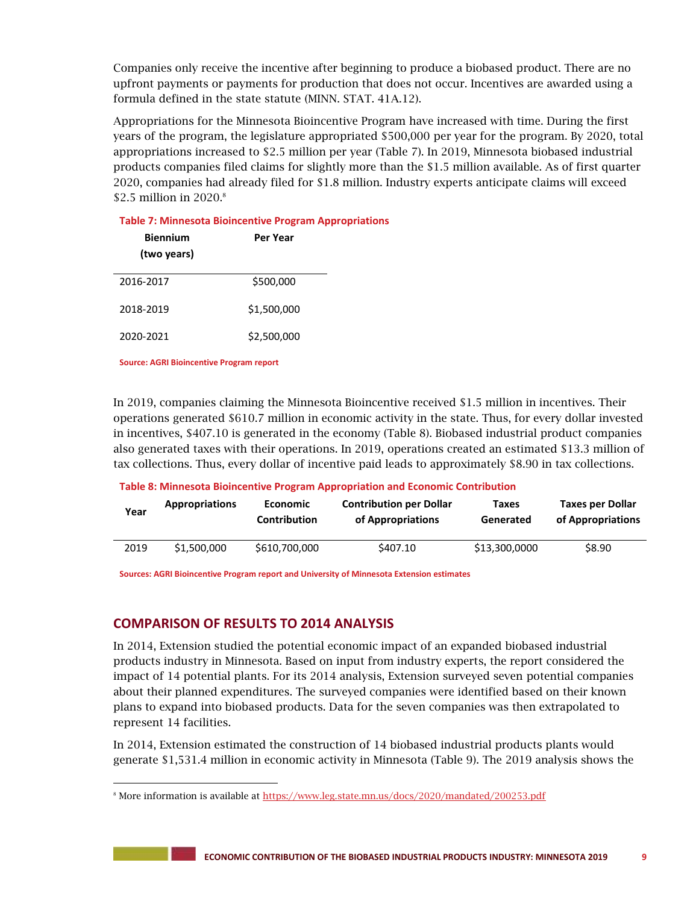Companies only receive the incentive after beginning to produce a biobased product. There are no upfront payments or payments for production that does not occur. Incentives are awarded using a formula defined in the state statute (MINN. STAT. 41A.12).

Appropriations for the Minnesota Bioincentive Program have increased with time. During the first years of the program, the legislature appropriated $500,000 per year for the program. By 2020, total appropriations increased to $2.5 million per year (Table 7). In 2019, Minnesota biobased industrial products companies filed claims for slightly more than the $1.5 million available. As of first quarter 2020, companies had already filed for $1.8 million. Industry experts anticipate claims will exceed $2.5 million in 2020.[8]

**Table 7: Minnesota Bioincentive Program Appropriations**

| Biennium (two years) | Per Year |
|---|---|
| 2016-2017 | $500,000 |
| 2018-2019 | $1,500,000 |
| 2020-2021 | $2,500,000 |

Source: AGRI Bioincentive Program report

In 2019, companies claiming the Minnesota Bioincentive received $1.5 million in incentives. Their operations generated $610.7 million in economic activity in the state. Thus, for every dollar invested in incentives, $407.10 is generated in the economy (Table 8). Biobased industrial product companies also generated taxes with their operations. In 2019, operations created an estimated $13.3 million of tax collections. Thus, every dollar of incentive paid leads to approximately $8.90 in tax collections.

**Table 8: Minnesota Bioincentive Program Appropriation and Economic Contribution**

| Year | Appropriations | Economic Contribution | Contribution per Dollar of Appropriations | Taxes Generated | Taxes per Dollar of Appropriations |
|---|---|---|---|---|---|
| 2019 | $1,500,000 | $610,700,000 | $407.10 | $13,300,0000 | $8.90 |

Sources: AGRI Bioincentive Program report and University of Minnesota Extension estimates

## COMPARISON OF RESULTS TO 2014 ANALYSIS

In 2014, Extension studied the potential economic impact of an expanded biobased industrial products industry in Minnesota. Based on input from industry experts, the report considered the impact of 14 potential plants. For its 2014 analysis, Extension surveyed seven potential companies about their planned expenditures. The surveyed companies were identified based on their known plans to expand into biobased products. Data for the seven companies was then extrapolated to represent 14 facilities.

In 2014, Extension estimated the construction of 14 biobased industrial products plants would generate $1,531.4 million in economic activity in Minnesota (Table 9). The 2019 analysis shows the

[8] More information is available at https://www.leg.state.mn.us/docs/2020/mandated/200253.pdf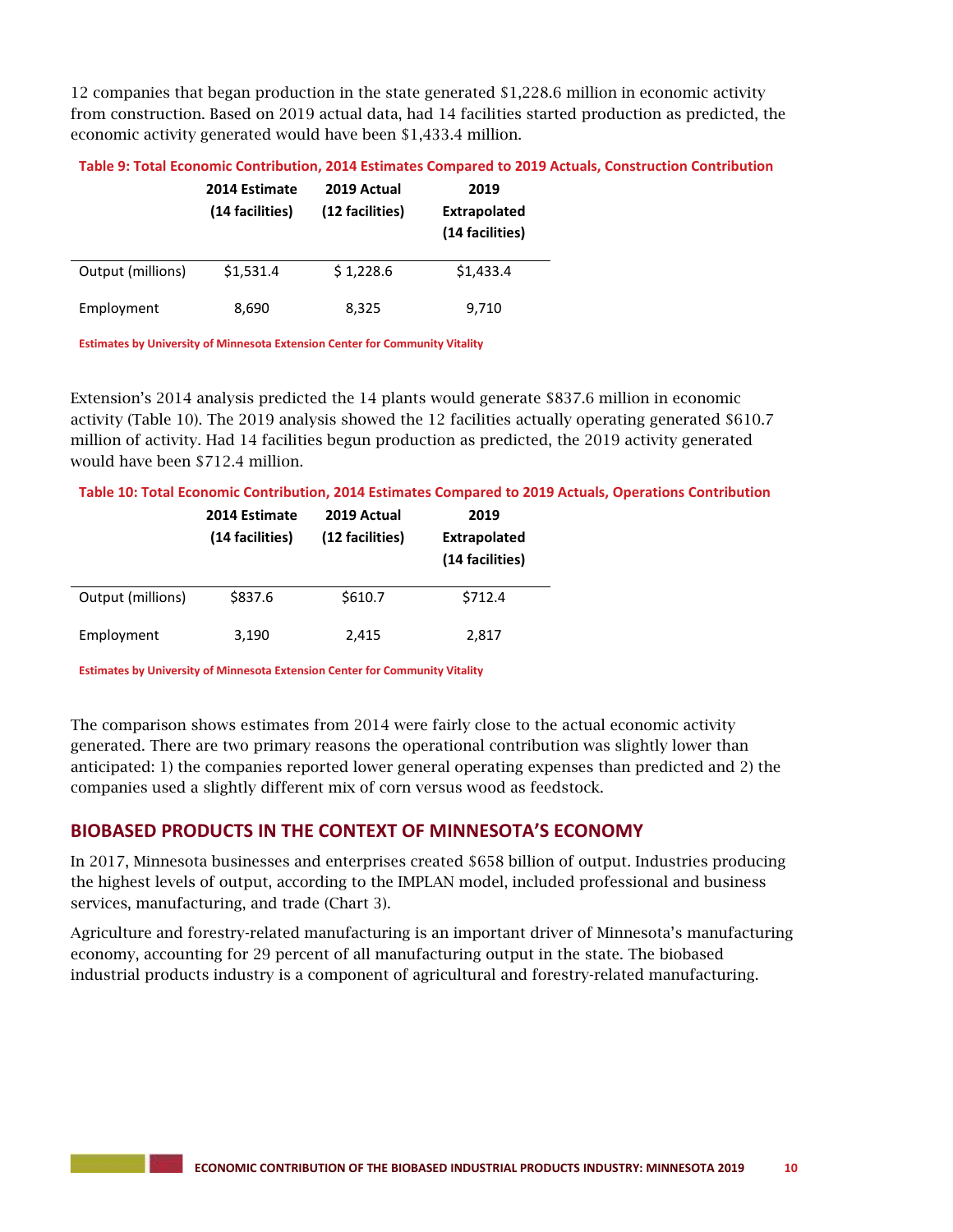12 companies that began production in the state generated $1,228.6 million in economic activity from construction. Based on 2019 actual data, had 14 facilities started production as predicted, the economic activity generated would have been $1,433.4 million.

**Table 9: Total Economic Contribution, 2014 Estimates Compared to 2019 Actuals, Construction Contribution**

| | 2014 Estimate (14 facilities) | 2019 Actual (12 facilities) | 2019 Extrapolated (14 facilities) |
|---|---|---|---|
| Output (millions) | $1,531.4 | $ 1,228.6 | $1,433.4 |
| Employment | 8,690 | 8,325 | 9,710 |

Estimates by University of Minnesota Extension Center for Community Vitality

Extension's 2014 analysis predicted the 14 plants would generate $837.6 million in economic activity (Table 10). The 2019 analysis showed the 12 facilities actually operating generated $610.7 million of activity. Had 14 facilities begun production as predicted, the 2019 activity generated would have been $712.4 million.

**Table 10: Total Economic Contribution, 2014 Estimates Compared to 2019 Actuals, Operations Contribution**

| | 2014 Estimate (14 facilities) | 2019 Actual (12 facilities) | 2019 Extrapolated (14 facilities) |
|---|---|---|---|
| Output (millions) | $837.6 | $610.7 | $712.4 |
| Employment | 3,190 | 2,415 | 2,817 |

Estimates by University of Minnesota Extension Center for Community Vitality

The comparison shows estimates from 2014 were fairly close to the actual economic activity generated. There are two primary reasons the operational contribution was slightly lower than anticipated: 1) the companies reported lower general operating expenses than predicted and 2) the companies used a slightly different mix of corn versus wood as feedstock.

## BIOBASED PRODUCTS IN THE CONTEXT OF MINNESOTA'S ECONOMY

In 2017, Minnesota businesses and enterprises created $658 billion of output. Industries producing the highest levels of output, according to the IMPLAN model, included professional and business services, manufacturing, and trade (Chart 3).

Agriculture and forestry-related manufacturing is an important driver of Minnesota's manufacturing economy, accounting for 29 percent of all manufacturing output in the state. The biobased industrial products industry is a component of agricultural and forestry-related manufacturing.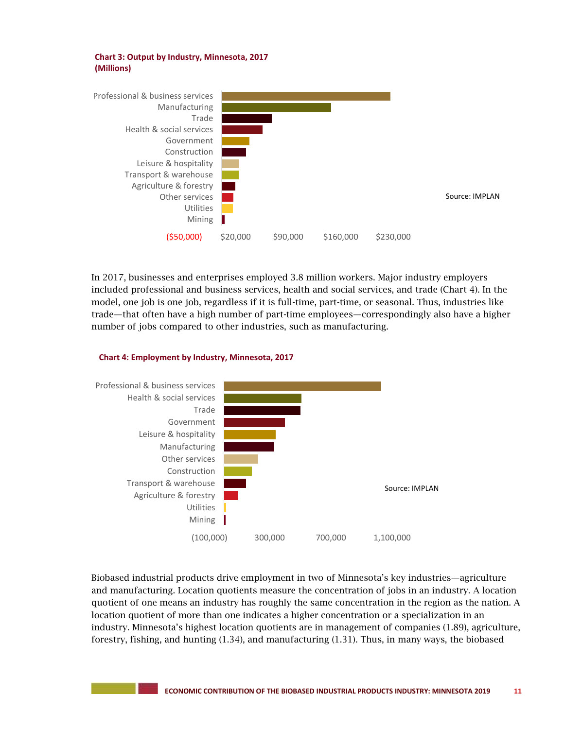**Chart 3: Output by Industry, Minnesota, 2017 (Millions)**

Professional & business services
Manufacturing
Trade
Health & social services
Government
Construction
Leisure & hospitality
Transport & warehouse
Agriculture & forestry
Other services
Utilities
Mining

($50,000) $20,000 $90,000 $160,000 $230,000

Source: IMPLAN

In 2017, businesses and enterprises employed 3.8 million workers. Major industry employers included professional and business services, health and social services, and trade (Chart 4). In the model, one job is one job, regardless if it is full-time, part-time, or seasonal. Thus, industries like trade—that often have a high number of part-time employees—correspondingly also have a higher number of jobs compared to other industries, such as manufacturing.

**Chart 4: Employment by Industry, Minnesota, 2017**

Professional & business services
Health & social services
Trade
Government
Leisure & hospitality
Manufacturing
Other services
Construction
Transport & warehouse
Agriculture & forestry
Utilities
Mining

(100,000) 300,000 700,000 1,100,000

Source: IMPLAN

Biobased industrial products drive employment in two of Minnesota's key industries—agriculture and manufacturing. Location quotients measure the concentration of jobs in an industry. A location quotient of one means an industry has roughly the same concentration in the region as the nation. A location quotient of more than one indicates a higher concentration or a specialization in an industry. Minnesota's highest location quotients are in management of companies (1.89), agriculture, forestry, fishing, and hunting (1.34), and manufacturing (1.31). Thus, in many ways, the biobased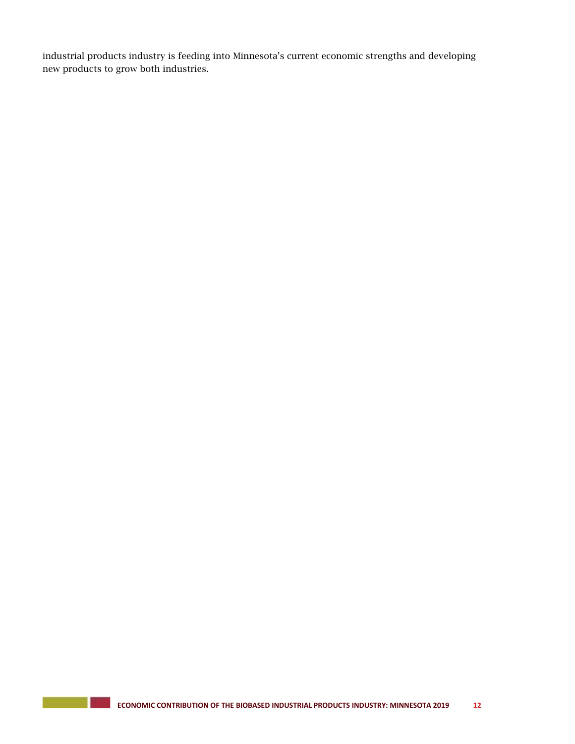industrial products industry is feeding into Minnesota's current economic strengths and developing new products to grow both industries.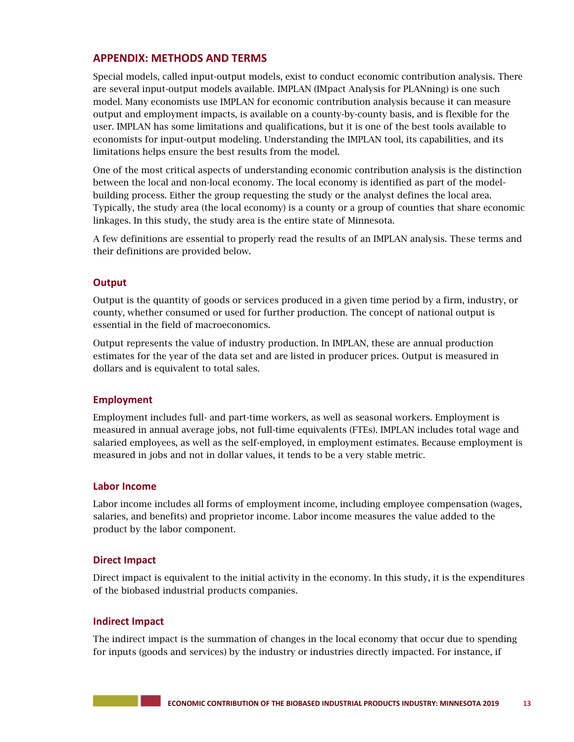## APPENDIX: METHODS AND TERMS

Special models, called input-output models, exist to conduct economic contribution analysis. There are several input-output models available. IMPLAN (IMpact Analysis for PLANning) is one such model. Many economists use IMPLAN for economic contribution analysis because it can measure output and employment impacts, is available on a county-by-county basis, and is flexible for the user. IMPLAN has some limitations and qualifications, but it is one of the best tools available to economists for input-output modeling. Understanding the IMPLAN tool, its capabilities, and its limitations helps ensure the best results from the model.

One of the most critical aspects of understanding economic contribution analysis is the distinction between the local and non-local economy. The local economy is identified as part of the model-building process. Either the group requesting the study or the analyst defines the local area. Typically, the study area (the local economy) is a county or a group of counties that share economic linkages. In this study, the study area is the entire state of Minnesota.

A few definitions are essential to properly read the results of an IMPLAN analysis. These terms and their definitions are provided below.

### Output

Output is the quantity of goods or services produced in a given time period by a firm, industry, or county, whether consumed or used for further production. The concept of national output is essential in the field of macroeconomics.

Output represents the value of industry production. In IMPLAN, these are annual production estimates for the year of the data set and are listed in producer prices. Output is measured in dollars and is equivalent to total sales.

### Employment

Employment includes full- and part-time workers, as well as seasonal workers. Employment is measured in annual average jobs, not full-time equivalents (FTEs). IMPLAN includes total wage and salaried employees, as well as the self-employed, in employment estimates. Because employment is measured in jobs and not in dollar values, it tends to be a very stable metric.

### Labor Income

Labor income includes all forms of employment income, including employee compensation (wages, salaries, and benefits) and proprietor income. Labor income measures the value added to the product by the labor component.

### Direct Impact

Direct impact is equivalent to the initial activity in the economy. In this study, it is the expenditures of the biobased industrial products companies.

### Indirect Impact

The indirect impact is the summation of changes in the local economy that occur due to spending for inputs (goods and services) by the industry or industries directly impacted. For instance, if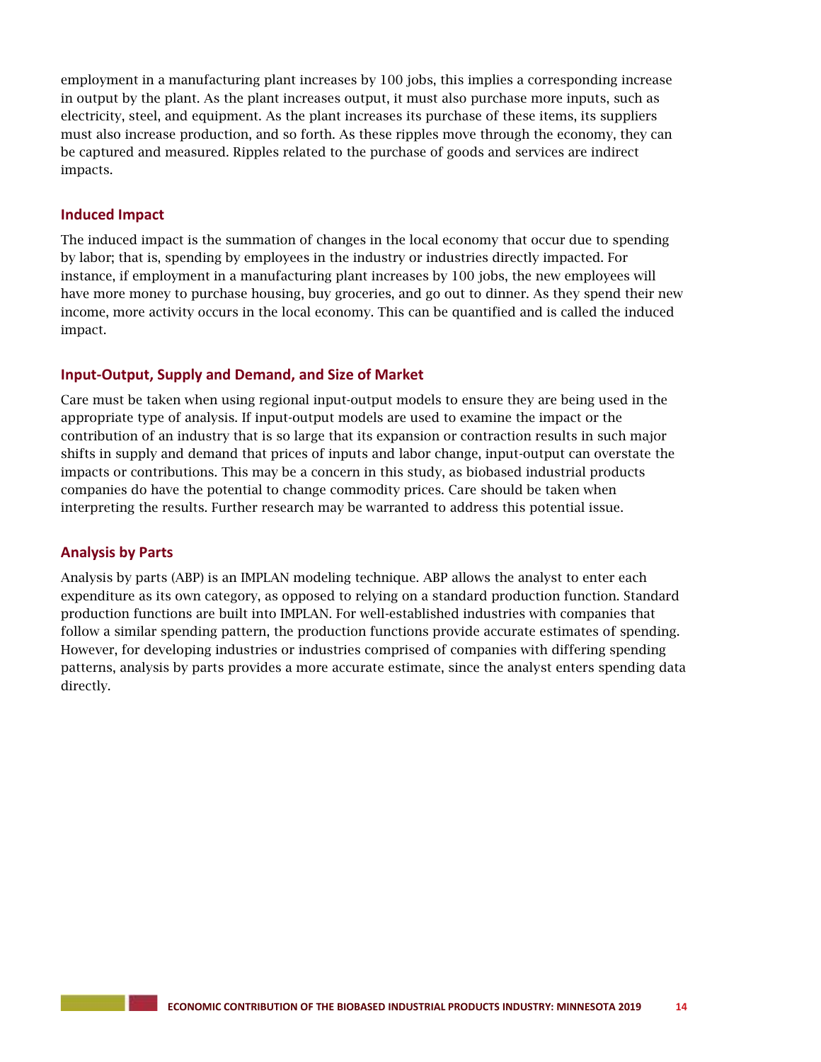employment in a manufacturing plant increases by 100 jobs, this implies a corresponding increase in output by the plant. As the plant increases output, it must also purchase more inputs, such as electricity, steel, and equipment. As the plant increases its purchase of these items, its suppliers must also increase production, and so forth. As these ripples move through the economy, they can be captured and measured. Ripples related to the purchase of goods and services are indirect impacts.

### Induced Impact

The induced impact is the summation of changes in the local economy that occur due to spending by labor; that is, spending by employees in the industry or industries directly impacted. For instance, if employment in a manufacturing plant increases by 100 jobs, the new employees will have more money to purchase housing, buy groceries, and go out to dinner. As they spend their new income, more activity occurs in the local economy. This can be quantified and is called the induced impact.

### Input-Output, Supply and Demand, and Size of Market

Care must be taken when using regional input-output models to ensure they are being used in the appropriate type of analysis. If input-output models are used to examine the impact or the contribution of an industry that is so large that its expansion or contraction results in such major shifts in supply and demand that prices of inputs and labor change, input-output can overstate the impacts or contributions. This may be a concern in this study, as biobased industrial products companies do have the potential to change commodity prices. Care should be taken when interpreting the results. Further research may be warranted to address this potential issue.

### Analysis by Parts

Analysis by parts (ABP) is an IMPLAN modeling technique. ABP allows the analyst to enter each expenditure as its own category, as opposed to relying on a standard production function. Standard production functions are built into IMPLAN. For well-established industries with companies that follow a similar spending pattern, the production functions provide accurate estimates of spending. However, for developing industries or industries comprised of companies with differing spending patterns, analysis by parts provides a more accurate estimate, since the analyst enters spending data directly.